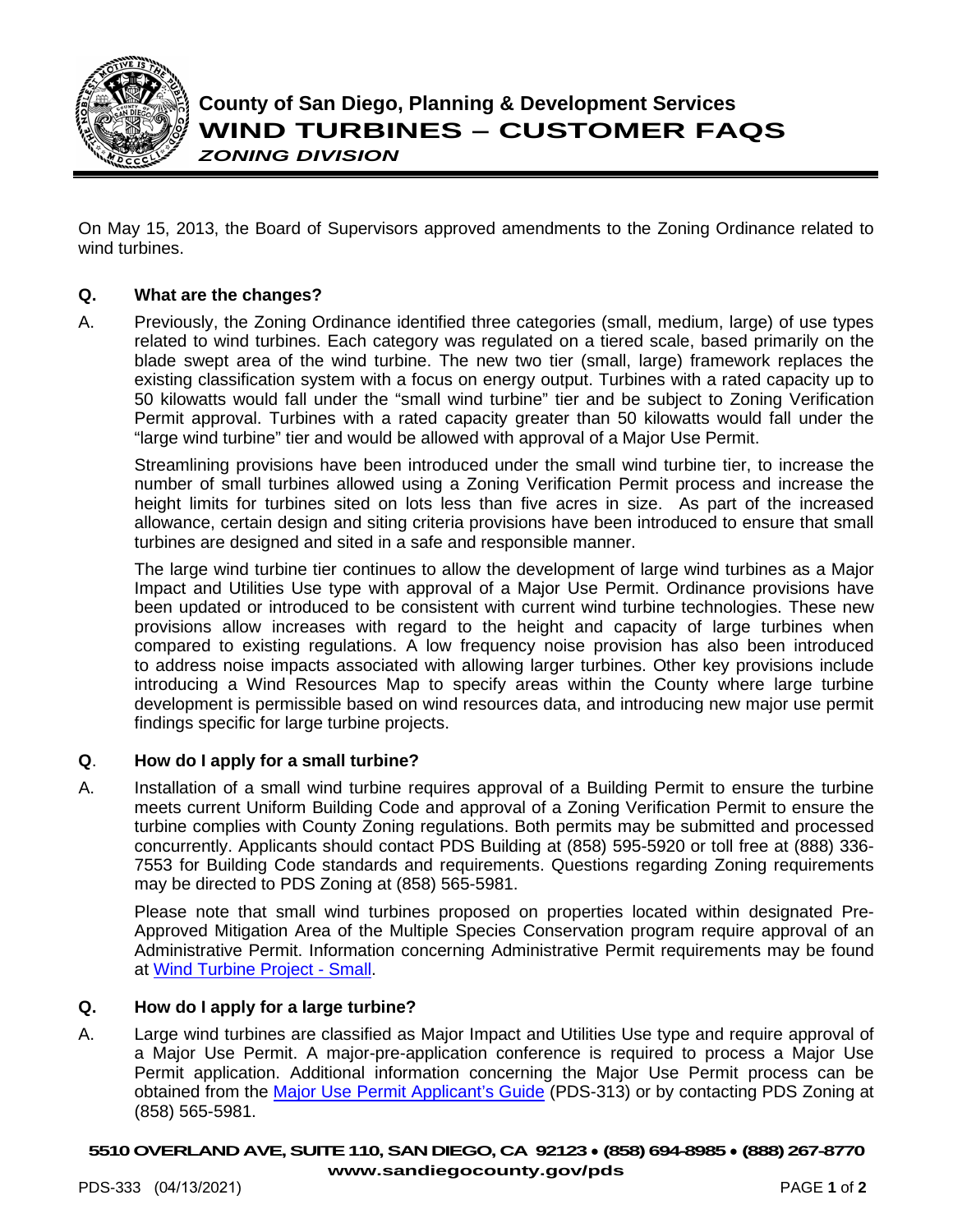# County of San Diego, Planning & Development Services

# WIND TURBINES – CUSTOMER FAQS

*ZONING DIVISION*

On May 15, 2013, the Board of Supervisors approved amendments to the Zoning Ordinance related to wind turbines.

**Q. What are the changes?**

A. Previously, the Zoning Ordinance identified three categories (small, medium, large) of use types related to wind turbines. Each category was regulated on a tiered scale, based primarily on the blade swept area of the wind turbine. The new two tier (small, large) framework replaces the existing classification system with a focus on energy output. Turbines with a rated capacity up to 50 kilowatts would fall under the "small wind turbine" tier and be subject to Zoning Verification Permit approval. Turbines with a rated capacity greater than 50 kilowatts would fall under the "large wind turbine" tier and would be allowed with approval of a Major Use Permit.

Streamlining provisions have been introduced under the small wind turbine tier, to increase the number of small turbines allowed using a Zoning Verification Permit process and increase the height limits for turbines sited on lots less than five acres in size. As part of the increased allowance, certain design and siting criteria provisions have been introduced to ensure that small turbines are designed and sited in a safe and responsible manner.

The large wind turbine tier continues to allow the development of large wind turbines as a Major Impact and Utilities Use type with approval of a Major Use Permit. Ordinance provisions have been updated or introduced to be consistent with current wind turbine technologies. These new provisions allow increases with regard to the height and capacity of large turbines when compared to existing regulations. A low frequency noise provision has also been introduced to address noise impacts associated with allowing larger turbines. Other key provisions include introducing a Wind Resources Map to specify areas within the County where large turbine development is permissible based on wind resources data, and introducing new major use permit findings specific for large turbine projects.

**Q. How do I apply for a small turbine?**

A. Installation of a small wind turbine requires approval of a Building Permit to ensure the turbine meets current Uniform Building Code and approval of a Zoning Verification Permit to ensure the turbine complies with County Zoning regulations. Both permits may be submitted and processed concurrently. Applicants should contact PDS Building at (858) 595-5920 or toll free at (888) 336-7553 for Building Code standards and requirements. Questions regarding Zoning requirements may be directed to PDS Zoning at (858) 565-5981.

Please note that small wind turbines proposed on properties located within designated Pre-Approved Mitigation Area of the Multiple Species Conservation program require approval of an Administrative Permit. Information concerning Administrative Permit requirements may be found at Wind Turbine Project - Small.

**Q. How do I apply for a large turbine?**

A. Large wind turbines are classified as Major Impact and Utilities Use type and require approval of a Major Use Permit. A major-pre-application conference is required to process a Major Use Permit application. Additional information concerning the Major Use Permit process can be obtained from the Major Use Permit Applicant's Guide (PDS-313) or by contacting PDS Zoning at (858) 565-5981.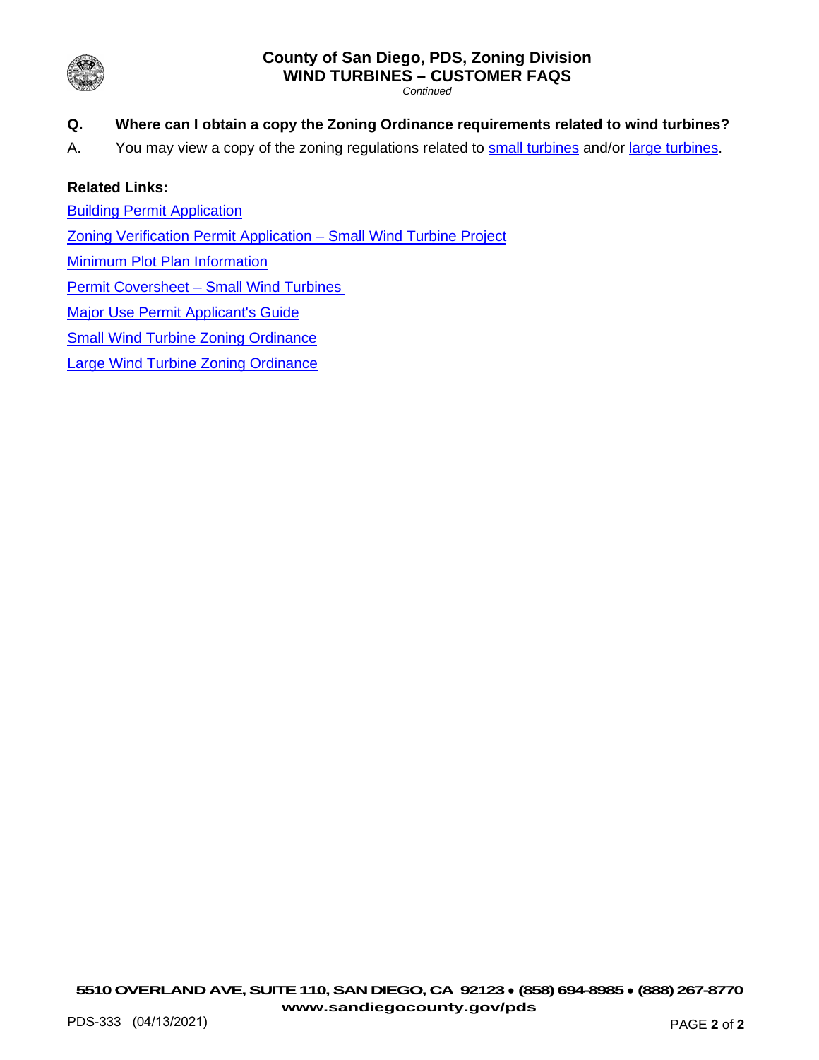**Q. Where can I obtain a copy the Zoning Ordinance requirements related to wind turbines?**

A. You may view a copy of the zoning regulations related to small turbines and/or large turbines.

**Related Links:**

Building Permit Application

Zoning Verification Permit Application – Small Wind Turbine Project

Minimum Plot Plan Information

Permit Coversheet – Small Wind Turbines

Major Use Permit Applicant's Guide

Small Wind Turbine Zoning Ordinance

Large Wind Turbine Zoning Ordinance